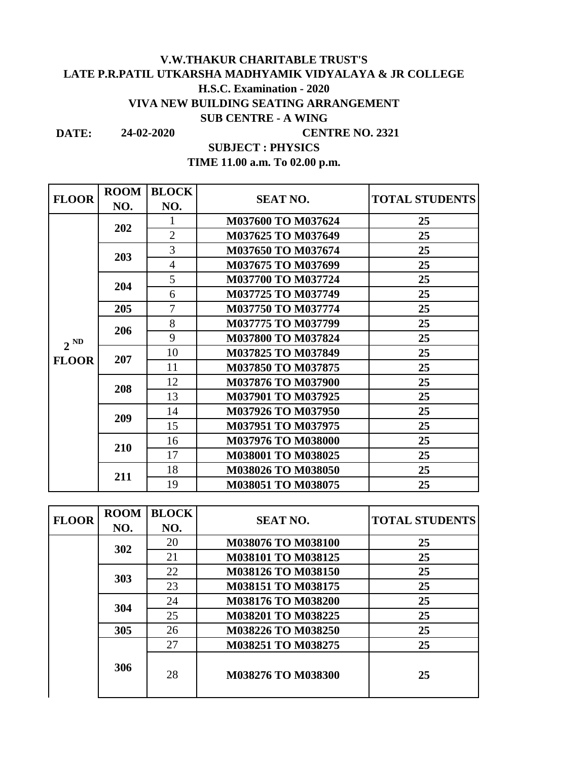**V.W.THAKUR CHARITABLE TRUST'S**

**LATE P.R.PATIL UTKARSHA MADHYAMIK VIDYALAYA & JR COLLEGE**

**H.S.C. Examination - 2020**

**VIVA NEW BUILDING SEATING ARRANGEMENT**

**SUB CENTRE - A WING**

**DATE:** **24-02-2020** **CENTRE NO. 2321**

**SUBJECT : PHYSICS**

**TIME 11.00 a.m. To 02.00 p.m.**

| FLOOR | ROOM NO. | BLOCK NO. | SEAT NO. | TOTAL STUDENTS |
|---|---|---|---|---|
| 2 ND FLOOR | 202 | 1 | M037600 TO M037624 | 25 |
| | | 2 | M037625 TO M037649 | 25 |
| | 203 | 3 | M037650 TO M037674 | 25 |
| | | 4 | M037675 TO M037699 | 25 |
| | 204 | 5 | M037700 TO M037724 | 25 |
| | | 6 | M037725 TO M037749 | 25 |
| | 205 | 7 | M037750 TO M037774 | 25 |
| | 206 | 8 | M037775 TO M037799 | 25 |
| | | 9 | M037800 TO M037824 | 25 |
| | 207 | 10 | M037825 TO M037849 | 25 |
| | | 11 | M037850 TO M037875 | 25 |
| | 208 | 12 | M037876 TO M037900 | 25 |
| | | 13 | M037901 TO M037925 | 25 |
| | 209 | 14 | M037926 TO M037950 | 25 |
| | | 15 | M037951 TO M037975 | 25 |
| | 210 | 16 | M037976 TO M038000 | 25 |
| | | 17 | M038001 TO M038025 | 25 |
| | 211 | 18 | M038026 TO M038050 | 25 |
| | | 19 | M038051 TO M038075 | 25 |

| FLOOR | ROOM NO. | BLOCK NO. | SEAT NO. | TOTAL STUDENTS |
|---|---|---|---|---|
| | 302 | 20 | M038076 TO M038100 | 25 |
| | | 21 | M038101 TO M038125 | 25 |
| | 303 | 22 | M038126 TO M038150 | 25 |
| | | 23 | M038151 TO M038175 | 25 |
| | 304 | 24 | M038176 TO M038200 | 25 |
| | | 25 | M038201 TO M038225 | 25 |
| | 305 | 26 | M038226 TO M038250 | 25 |
| | 306 | 27 | M038251 TO M038275 | 25 |
| | | 28 | M038276 TO M038300 | 25 |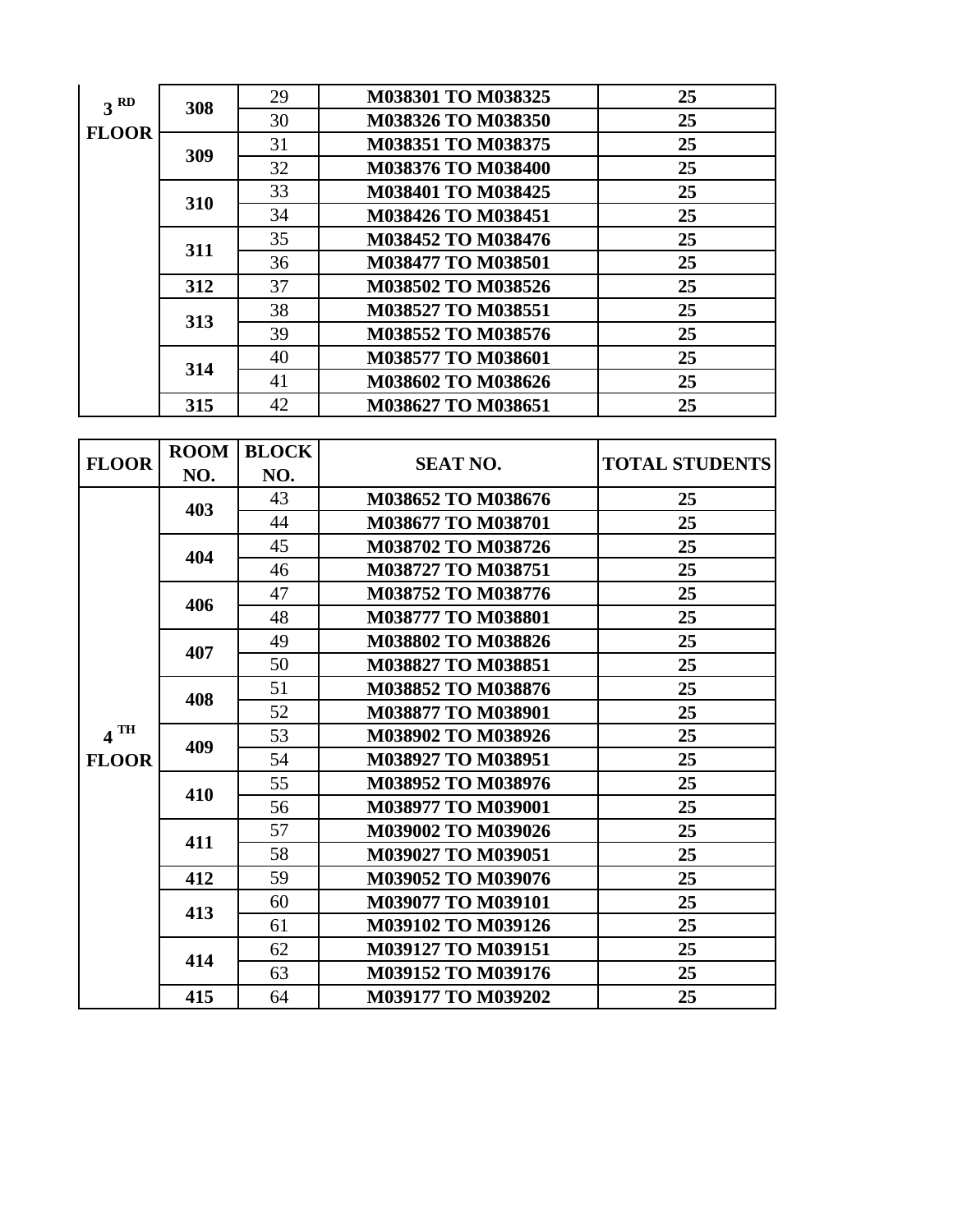| FLOOR | ROOM NO. | BLOCK NO. | SEAT NO. | TOTAL STUDENTS |
|---|---|---|---|---|
| 3 RD FLOOR | 308 | 29 | M038301 TO M038325 | 25 |
| | | 30 | M038326 TO M038350 | 25 |
| | 309 | 31 | M038351 TO M038375 | 25 |
| | | 32 | M038376 TO M038400 | 25 |
| | 310 | 33 | M038401 TO M038425 | 25 |
| | | 34 | M038426 TO M038451 | 25 |
| | 311 | 35 | M038452 TO M038476 | 25 |
| | | 36 | M038477 TO M038501 | 25 |
| | 312 | 37 | M038502 TO M038526 | 25 |
| | 313 | 38 | M038527 TO M038551 | 25 |
| | | 39 | M038552 TO M038576 | 25 |
| | 314 | 40 | M038577 TO M038601 | 25 |
| | | 41 | M038602 TO M038626 | 25 |
| | 315 | 42 | M038627 TO M038651 | 25 |

| FLOOR | ROOM NO. | BLOCK NO. | SEAT NO. | TOTAL STUDENTS |
|---|---|---|---|---|
| 4 TH FLOOR | 403 | 43 | M038652 TO M038676 | 25 |
| | | 44 | M038677 TO M038701 | 25 |
| | 404 | 45 | M038702 TO M038726 | 25 |
| | | 46 | M038727 TO M038751 | 25 |
| | 406 | 47 | M038752 TO M038776 | 25 |
| | | 48 | M038777 TO M038801 | 25 |
| | 407 | 49 | M038802 TO M038826 | 25 |
| | | 50 | M038827 TO M038851 | 25 |
| | 408 | 51 | M038852 TO M038876 | 25 |
| | | 52 | M038877 TO M038901 | 25 |
| | 409 | 53 | M038902 TO M038926 | 25 |
| | | 54 | M038927 TO M038951 | 25 |
| | 410 | 55 | M038952 TO M038976 | 25 |
| | | 56 | M038977 TO M039001 | 25 |
| | 411 | 57 | M039002 TO M039026 | 25 |
| | | 58 | M039027 TO M039051 | 25 |
| | 412 | 59 | M039052 TO M039076 | 25 |
| | 413 | 60 | M039077 TO M039101 | 25 |
| | | 61 | M039102 TO M039126 | 25 |
| | 414 | 62 | M039127 TO M039151 | 25 |
| | | 63 | M039152 TO M039176 | 25 |
| | 415 | 64 | M039177 TO M039202 | 25 |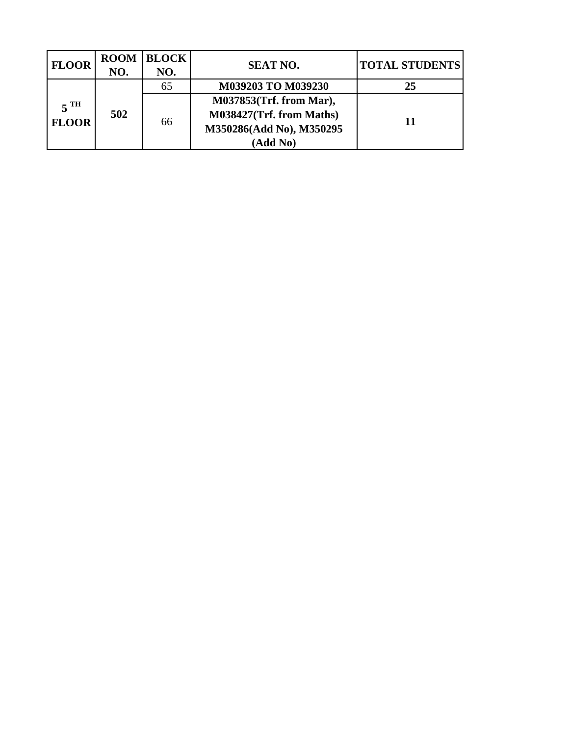| FLOOR | ROOM NO. | BLOCK NO. | SEAT NO. | TOTAL STUDENTS |
|---|---|---|---|---|
| 5 TH FLOOR | 502 | 65 | **M039203 TO M039230** | **25** |
| | | 66 | **M037853(Trf. from Mar), M038427(Trf. from Maths) M350286(Add No), M350295 (Add No)** | **11** |